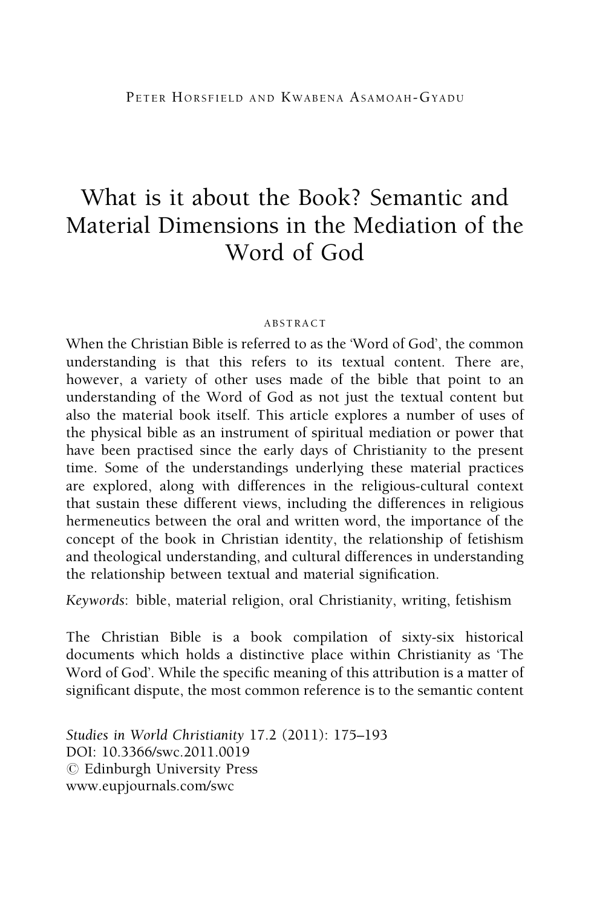Peter Horsfield and Kwabena Asamoah-Gyadu

# What is it about the Book? Semantic and Material Dimensions in the Mediation of the Word of God

## Abstract

When the Christian Bible is referred to as the 'Word of God', the common understanding is that this refers to its textual content. There are, however, a variety of other uses made of the bible that point to an understanding of the Word of God as not just the textual content but also the material book itself. This article explores a number of uses of the physical bible as an instrument of spiritual mediation or power that have been practised since the early days of Christianity to the present time. Some of the understandings underlying these material practices are explored, along with differences in the religious-cultural context that sustain these different views, including the differences in religious hermeneutics between the oral and written word, the importance of the concept of the book in Christian identity, the relationship of fetishism and theological understanding, and cultural differences in understanding the relationship between textual and material signification.

*Keywords*: bible, material religion, oral Christianity, writing, fetishism

The Christian Bible is a book compilation of sixty-six historical documents which holds a distinctive place within Christianity as 'The Word of God'. While the specific meaning of this attribution is a matter of significant dispute, the most common reference is to the semantic content

*Studies in World Christianity* 17.2 (2011): 175–193
DOI: 10.3366/swc.2011.0019
© Edinburgh University Press
www.eupjournals.com/swc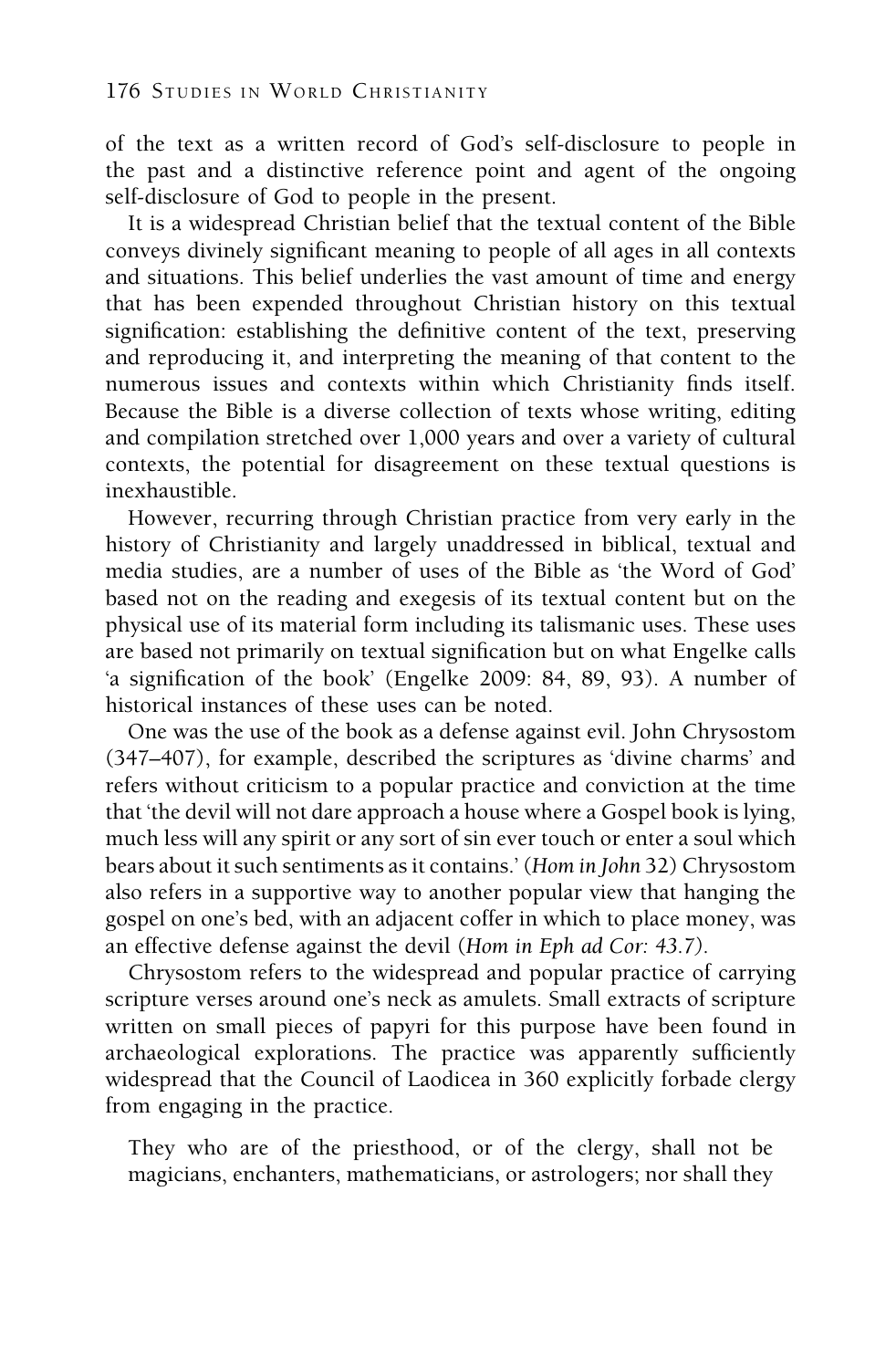of the text as a written record of God's self-disclosure to people in the past and a distinctive reference point and agent of the ongoing self-disclosure of God to people in the present.

It is a widespread Christian belief that the textual content of the Bible conveys divinely significant meaning to people of all ages in all contexts and situations. This belief underlies the vast amount of time and energy that has been expended throughout Christian history on this textual signification: establishing the definitive content of the text, preserving and reproducing it, and interpreting the meaning of that content to the numerous issues and contexts within which Christianity finds itself. Because the Bible is a diverse collection of texts whose writing, editing and compilation stretched over 1,000 years and over a variety of cultural contexts, the potential for disagreement on these textual questions is inexhaustible.

However, recurring through Christian practice from very early in the history of Christianity and largely unaddressed in biblical, textual and media studies, are a number of uses of the Bible as 'the Word of God' based not on the reading and exegesis of its textual content but on the physical use of its material form including its talismanic uses. These uses are based not primarily on textual signification but on what Engelke calls 'a signification of the book' (Engelke 2009: 84, 89, 93). A number of historical instances of these uses can be noted.

One was the use of the book as a defense against evil. John Chrysostom (347–407), for example, described the scriptures as 'divine charms' and refers without criticism to a popular practice and conviction at the time that 'the devil will not dare approach a house where a Gospel book is lying, much less will any spirit or any sort of sin ever touch or enter a soul which bears about it such sentiments as it contains.' (*Hom in John* 32) Chrysostom also refers in a supportive way to another popular view that hanging the gospel on one's bed, with an adjacent coffer in which to place money, was an effective defense against the devil (*Hom in Eph ad Cor: 43.7*).

Chrysostom refers to the widespread and popular practice of carrying scripture verses around one's neck as amulets. Small extracts of scripture written on small pieces of papyri for this purpose have been found in archaeological explorations. The practice was apparently sufficiently widespread that the Council of Laodicea in 360 explicitly forbade clergy from engaging in the practice.

> They who are of the priesthood, or of the clergy, shall not be magicians, enchanters, mathematicians, or astrologers; nor shall they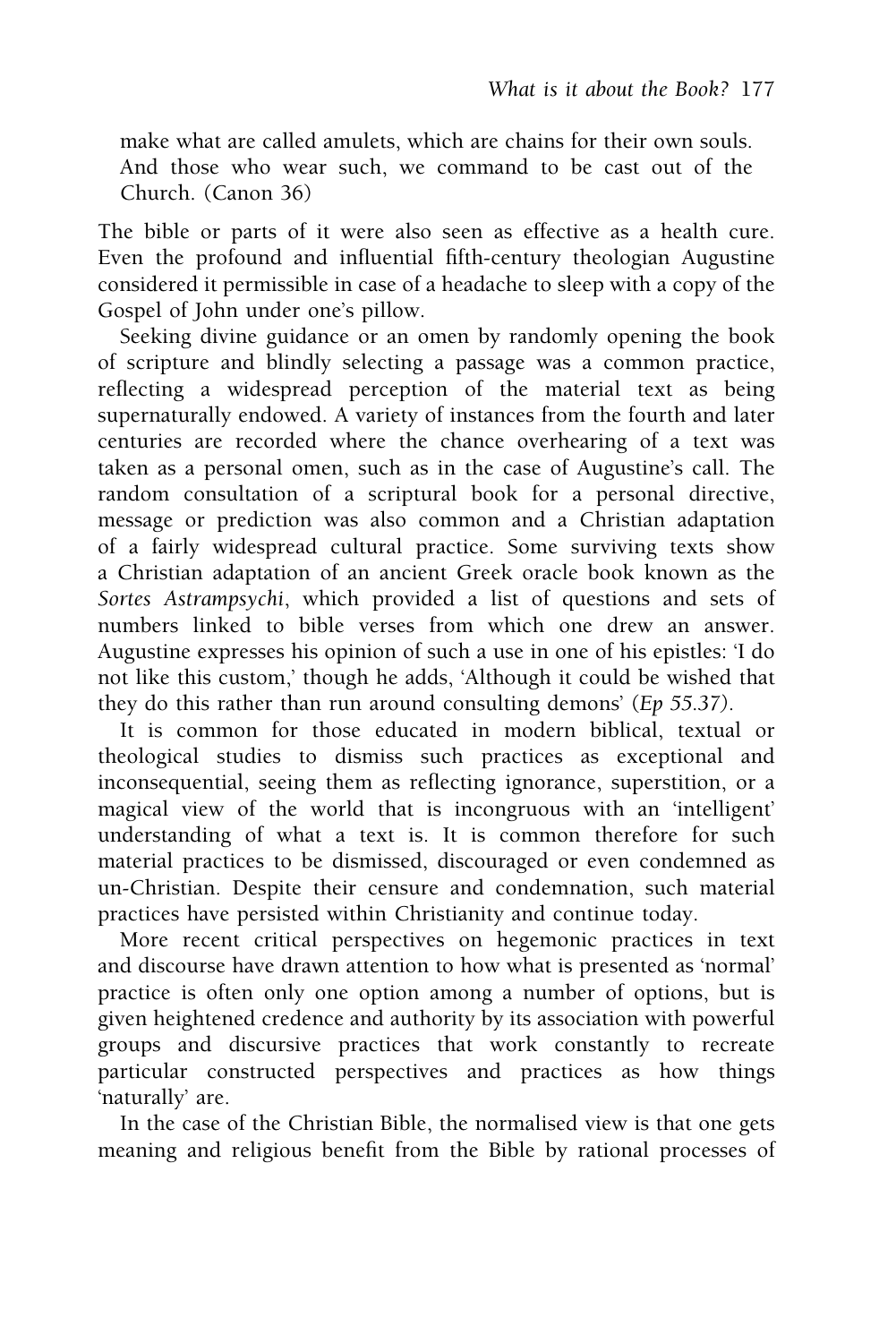> make what are called amulets, which are chains for their own souls. And those who wear such, we command to be cast out of the Church. (Canon 36)

The bible or parts of it were also seen as effective as a health cure. Even the profound and influential fifth-century theologian Augustine considered it permissible in case of a headache to sleep with a copy of the Gospel of John under one's pillow.

Seeking divine guidance or an omen by randomly opening the book of scripture and blindly selecting a passage was a common practice, reflecting a widespread perception of the material text as being supernaturally endowed. A variety of instances from the fourth and later centuries are recorded where the chance overhearing of a text was taken as a personal omen, such as in the case of Augustine's call. The random consultation of a scriptural book for a personal directive, message or prediction was also common and a Christian adaptation of a fairly widespread cultural practice. Some surviving texts show a Christian adaptation of an ancient Greek oracle book known as the *Sortes Astrampsychi*, which provided a list of questions and sets of numbers linked to bible verses from which one drew an answer. Augustine expresses his opinion of such a use in one of his epistles: 'I do not like this custom,' though he adds, 'Although it could be wished that they do this rather than run around consulting demons' (*Ep 55.37*).

It is common for those educated in modern biblical, textual or theological studies to dismiss such practices as exceptional and inconsequential, seeing them as reflecting ignorance, superstition, or a magical view of the world that is incongruous with an 'intelligent' understanding of what a text is. It is common therefore for such material practices to be dismissed, discouraged or even condemned as un-Christian. Despite their censure and condemnation, such material practices have persisted within Christianity and continue today.

More recent critical perspectives on hegemonic practices in text and discourse have drawn attention to how what is presented as 'normal' practice is often only one option among a number of options, but is given heightened credence and authority by its association with powerful groups and discursive practices that work constantly to recreate particular constructed perspectives and practices as how things 'naturally' are.

In the case of the Christian Bible, the normalised view is that one gets meaning and religious benefit from the Bible by rational processes of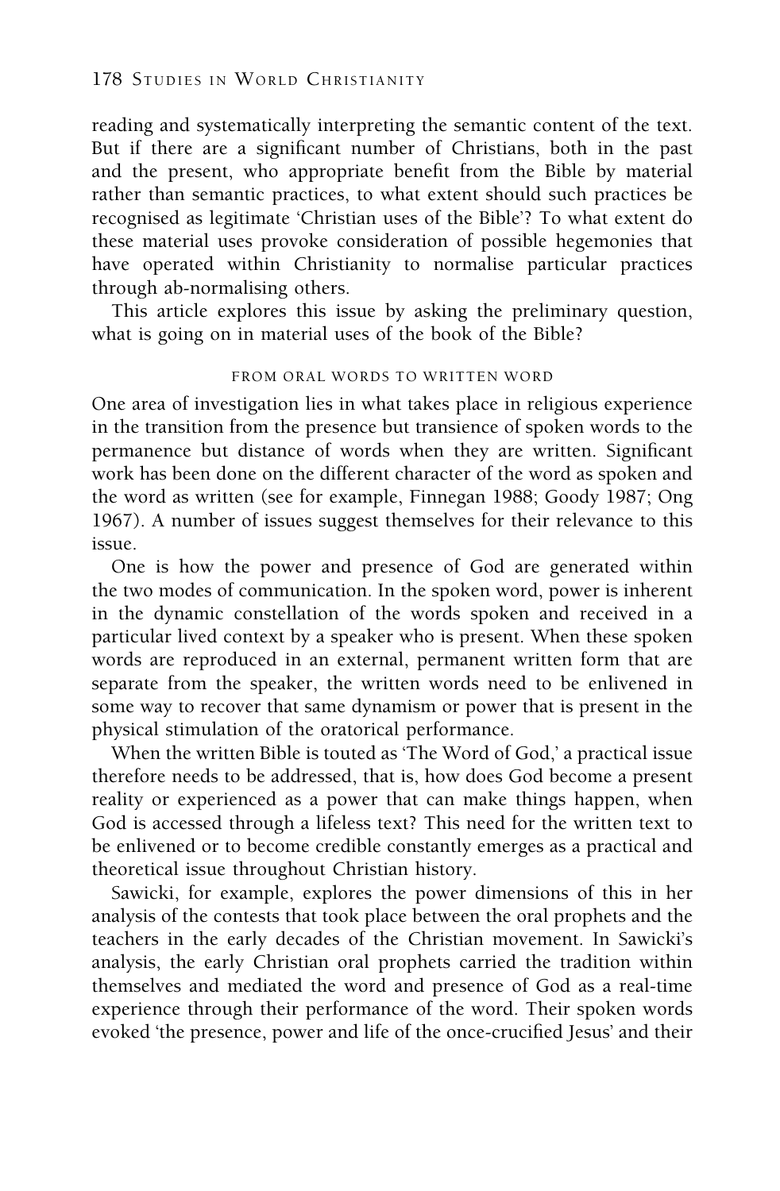reading and systematically interpreting the semantic content of the text. But if there are a significant number of Christians, both in the past and the present, who appropriate benefit from the Bible by material rather than semantic practices, to what extent should such practices be recognised as legitimate 'Christian uses of the Bible'? To what extent do these material uses provoke consideration of possible hegemonies that have operated within Christianity to normalise particular practices through ab-normalising others.

This article explores this issue by asking the preliminary question, what is going on in material uses of the book of the Bible?

## FROM ORAL WORDS TO WRITTEN WORD

One area of investigation lies in what takes place in religious experience in the transition from the presence but transience of spoken words to the permanence but distance of words when they are written. Significant work has been done on the different character of the word as spoken and the word as written (see for example, Finnegan 1988; Goody 1987; Ong 1967). A number of issues suggest themselves for their relevance to this issue.

One is how the power and presence of God are generated within the two modes of communication. In the spoken word, power is inherent in the dynamic constellation of the words spoken and received in a particular lived context by a speaker who is present. When these spoken words are reproduced in an external, permanent written form that are separate from the speaker, the written words need to be enlivened in some way to recover that same dynamism or power that is present in the physical stimulation of the oratorical performance.

When the written Bible is touted as 'The Word of God,' a practical issue therefore needs to be addressed, that is, how does God become a present reality or experienced as a power that can make things happen, when God is accessed through a lifeless text? This need for the written text to be enlivened or to become credible constantly emerges as a practical and theoretical issue throughout Christian history.

Sawicki, for example, explores the power dimensions of this in her analysis of the contests that took place between the oral prophets and the teachers in the early decades of the Christian movement. In Sawicki's analysis, the early Christian oral prophets carried the tradition within themselves and mediated the word and presence of God as a real-time experience through their performance of the word. Their spoken words evoked 'the presence, power and life of the once-crucified Jesus' and their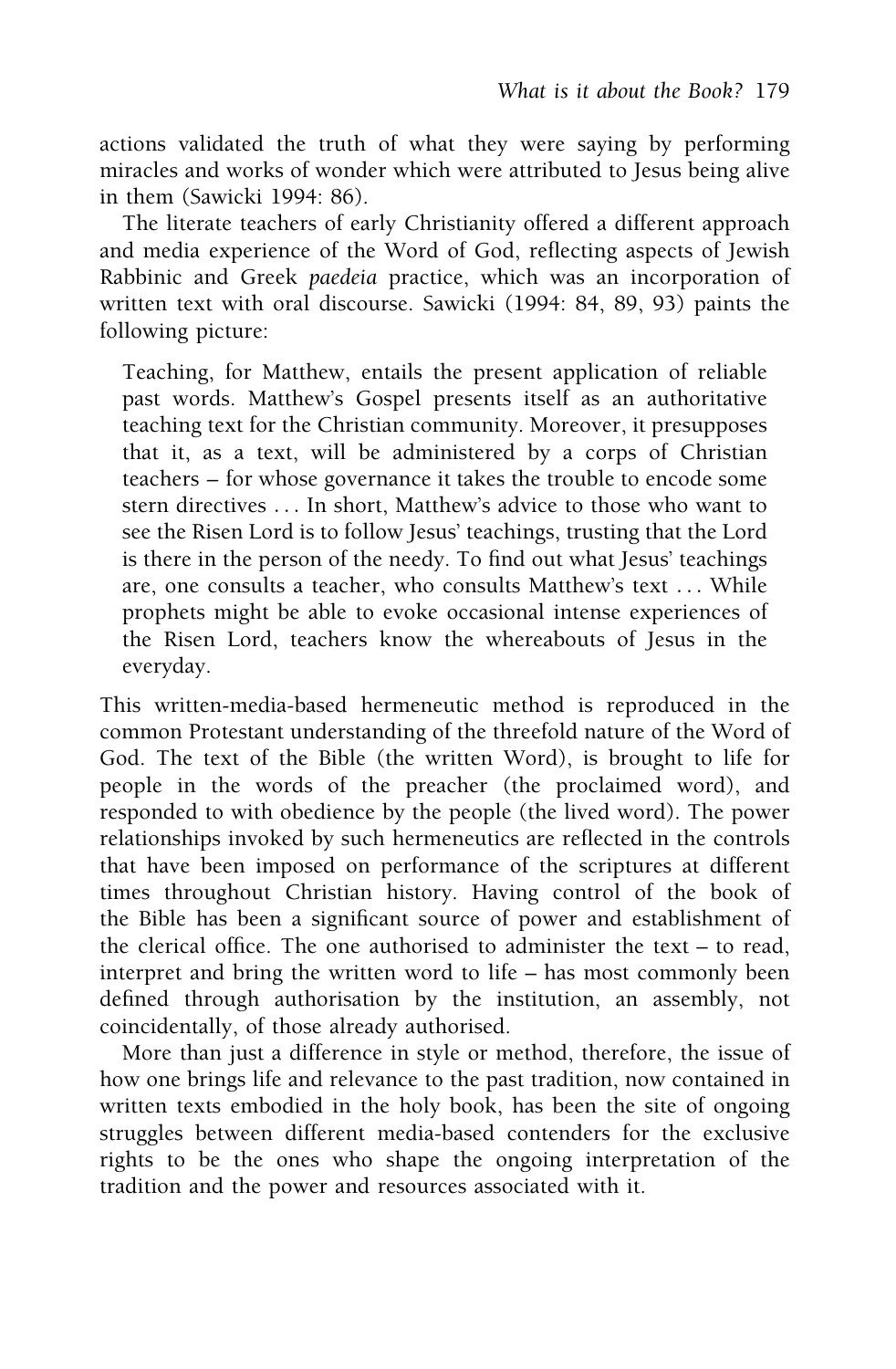actions validated the truth of what they were saying by performing miracles and works of wonder which were attributed to Jesus being alive in them (Sawicki 1994: 86).

The literate teachers of early Christianity offered a different approach and media experience of the Word of God, reflecting aspects of Jewish Rabbinic and Greek *paedeia* practice, which was an incorporation of written text with oral discourse. Sawicki (1994: 84, 89, 93) paints the following picture:

> Teaching, for Matthew, entails the present application of reliable past words. Matthew's Gospel presents itself as an authoritative teaching text for the Christian community. Moreover, it presupposes that it, as a text, will be administered by a corps of Christian teachers – for whose governance it takes the trouble to encode some stern directives . . . In short, Matthew's advice to those who want to see the Risen Lord is to follow Jesus' teachings, trusting that the Lord is there in the person of the needy. To find out what Jesus' teachings are, one consults a teacher, who consults Matthew's text . . . While prophets might be able to evoke occasional intense experiences of the Risen Lord, teachers know the whereabouts of Jesus in the everyday.

This written-media-based hermeneutic method is reproduced in the common Protestant understanding of the threefold nature of the Word of God. The text of the Bible (the written Word), is brought to life for people in the words of the preacher (the proclaimed word), and responded to with obedience by the people (the lived word). The power relationships invoked by such hermeneutics are reflected in the controls that have been imposed on performance of the scriptures at different times throughout Christian history. Having control of the book of the Bible has been a significant source of power and establishment of the clerical office. The one authorised to administer the text – to read, interpret and bring the written word to life – has most commonly been defined through authorisation by the institution, an assembly, not coincidentally, of those already authorised.

More than just a difference in style or method, therefore, the issue of how one brings life and relevance to the past tradition, now contained in written texts embodied in the holy book, has been the site of ongoing struggles between different media-based contenders for the exclusive rights to be the ones who shape the ongoing interpretation of the tradition and the power and resources associated with it.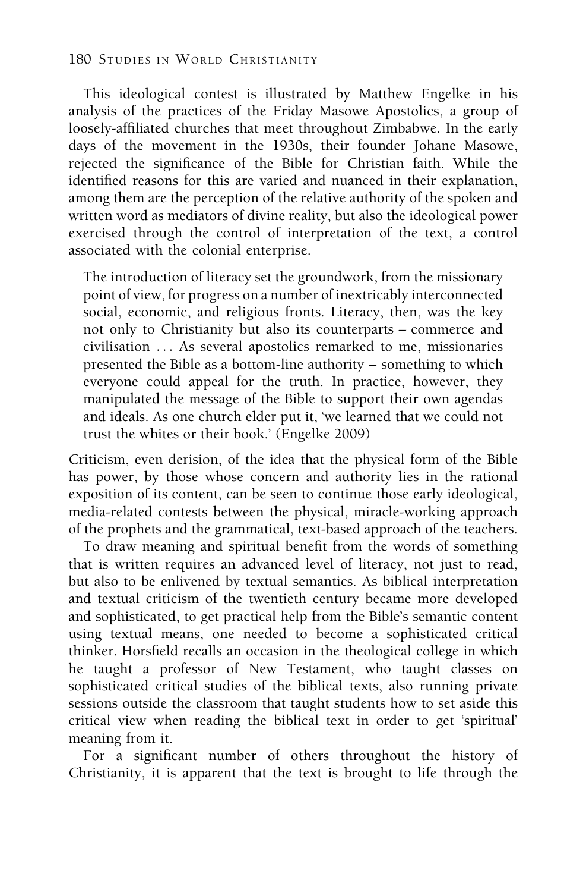This ideological contest is illustrated by Matthew Engelke in his analysis of the practices of the Friday Masowe Apostolics, a group of loosely-affiliated churches that meet throughout Zimbabwe. In the early days of the movement in the 1930s, their founder Johane Masowe, rejected the significance of the Bible for Christian faith. While the identified reasons for this are varied and nuanced in their explanation, among them are the perception of the relative authority of the spoken and written word as mediators of divine reality, but also the ideological power exercised through the control of interpretation of the text, a control associated with the colonial enterprise.

> The introduction of literacy set the groundwork, from the missionary point of view, for progress on a number of inextricably interconnected social, economic, and religious fronts. Literacy, then, was the key not only to Christianity but also its counterparts – commerce and civilisation . . . As several apostolics remarked to me, missionaries presented the Bible as a bottom-line authority – something to which everyone could appeal for the truth. In practice, however, they manipulated the message of the Bible to support their own agendas and ideals. As one church elder put it, 'we learned that we could not trust the whites or their book.' (Engelke 2009)

Criticism, even derision, of the idea that the physical form of the Bible has power, by those whose concern and authority lies in the rational exposition of its content, can be seen to continue those early ideological, media-related contests between the physical, miracle-working approach of the prophets and the grammatical, text-based approach of the teachers.

To draw meaning and spiritual benefit from the words of something that is written requires an advanced level of literacy, not just to read, but also to be enlivened by textual semantics. As biblical interpretation and textual criticism of the twentieth century became more developed and sophisticated, to get practical help from the Bible's semantic content using textual means, one needed to become a sophisticated critical thinker. Horsfield recalls an occasion in the theological college in which he taught a professor of New Testament, who taught classes on sophisticated critical studies of the biblical texts, also running private sessions outside the classroom that taught students how to set aside this critical view when reading the biblical text in order to get 'spiritual' meaning from it.

For a significant number of others throughout the history of Christianity, it is apparent that the text is brought to life through the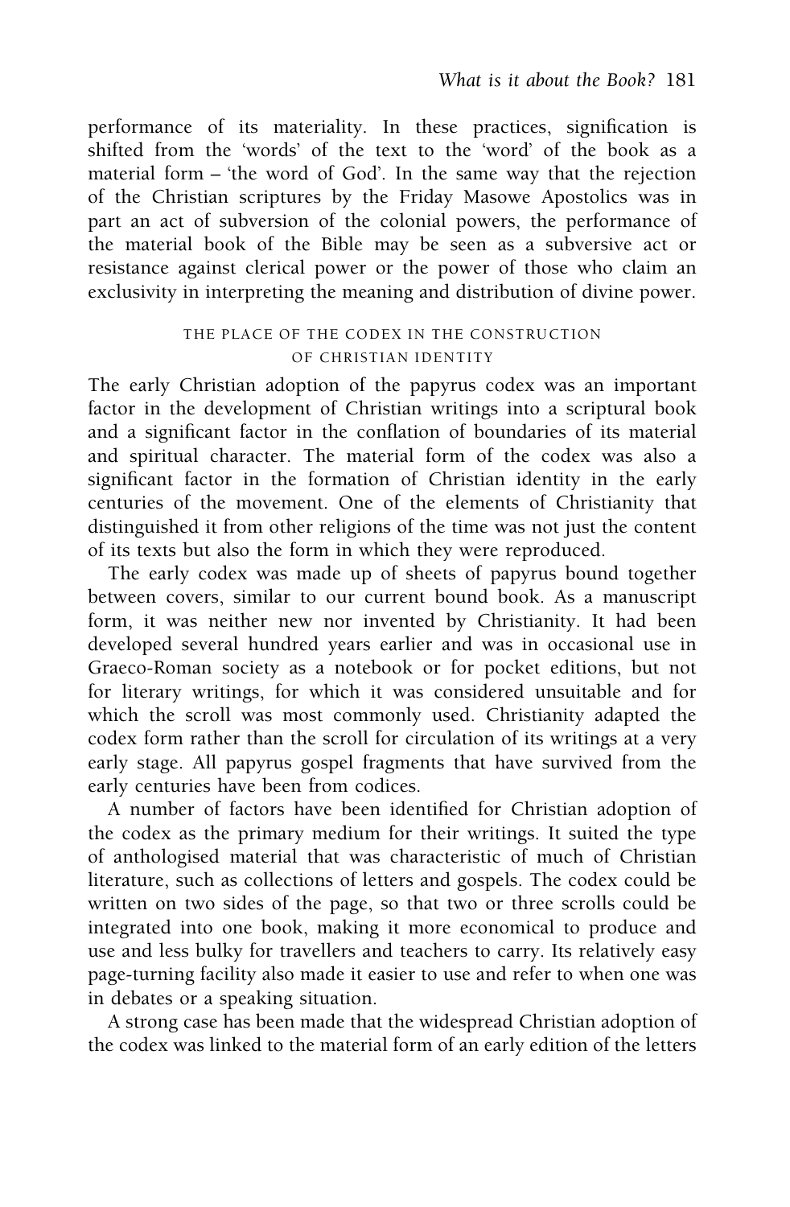performance of its materiality. In these practices, signification is shifted from the 'words' of the text to the 'word' of the book as a material form – 'the word of God'. In the same way that the rejection of the Christian scriptures by the Friday Masowe Apostolics was in part an act of subversion of the colonial powers, the performance of the material book of the Bible may be seen as a subversive act or resistance against clerical power or the power of those who claim an exclusivity in interpreting the meaning and distribution of divine power.

## THE PLACE OF THE CODEX IN THE CONSTRUCTION OF CHRISTIAN IDENTITY

The early Christian adoption of the papyrus codex was an important factor in the development of Christian writings into a scriptural book and a significant factor in the conflation of boundaries of its material and spiritual character. The material form of the codex was also a significant factor in the formation of Christian identity in the early centuries of the movement. One of the elements of Christianity that distinguished it from other religions of the time was not just the content of its texts but also the form in which they were reproduced.

The early codex was made up of sheets of papyrus bound together between covers, similar to our current bound book. As a manuscript form, it was neither new nor invented by Christianity. It had been developed several hundred years earlier and was in occasional use in Graeco-Roman society as a notebook or for pocket editions, but not for literary writings, for which it was considered unsuitable and for which the scroll was most commonly used. Christianity adapted the codex form rather than the scroll for circulation of its writings at a very early stage. All papyrus gospel fragments that have survived from the early centuries have been from codices.

A number of factors have been identified for Christian adoption of the codex as the primary medium for their writings. It suited the type of anthologised material that was characteristic of much of Christian literature, such as collections of letters and gospels. The codex could be written on two sides of the page, so that two or three scrolls could be integrated into one book, making it more economical to produce and use and less bulky for travellers and teachers to carry. Its relatively easy page-turning facility also made it easier to use and refer to when one was in debates or a speaking situation.

A strong case has been made that the widespread Christian adoption of the codex was linked to the material form of an early edition of the letters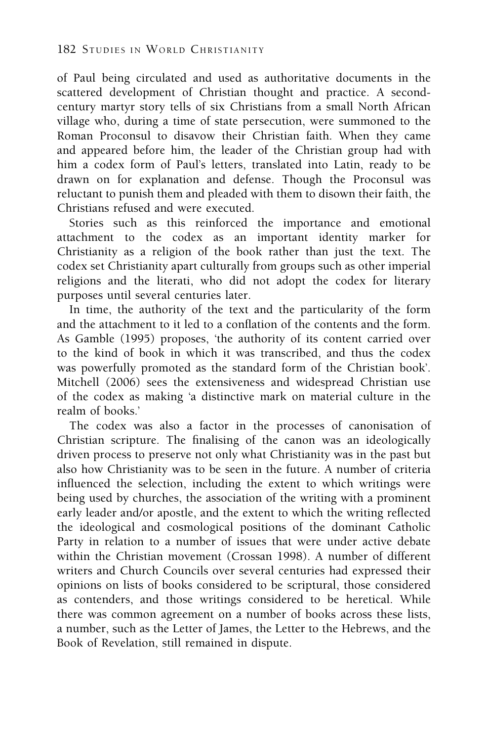of Paul being circulated and used as authoritative documents in the scattered development of Christian thought and practice. A second-century martyr story tells of six Christians from a small North African village who, during a time of state persecution, were summoned to the Roman Proconsul to disavow their Christian faith. When they came and appeared before him, the leader of the Christian group had with him a codex form of Paul's letters, translated into Latin, ready to be drawn on for explanation and defense. Though the Proconsul was reluctant to punish them and pleaded with them to disown their faith, the Christians refused and were executed.

Stories such as this reinforced the importance and emotional attachment to the codex as an important identity marker for Christianity as a religion of the book rather than just the text. The codex set Christianity apart culturally from groups such as other imperial religions and the literati, who did not adopt the codex for literary purposes until several centuries later.

In time, the authority of the text and the particularity of the form and the attachment to it led to a conflation of the contents and the form. As Gamble (1995) proposes, 'the authority of its content carried over to the kind of book in which it was transcribed, and thus the codex was powerfully promoted as the standard form of the Christian book'. Mitchell (2006) sees the extensiveness and widespread Christian use of the codex as making 'a distinctive mark on material culture in the realm of books.'

The codex was also a factor in the processes of canonisation of Christian scripture. The finalising of the canon was an ideologically driven process to preserve not only what Christianity was in the past but also how Christianity was to be seen in the future. A number of criteria influenced the selection, including the extent to which writings were being used by churches, the association of the writing with a prominent early leader and/or apostle, and the extent to which the writing reflected the ideological and cosmological positions of the dominant Catholic Party in relation to a number of issues that were under active debate within the Christian movement (Crossan 1998). A number of different writers and Church Councils over several centuries had expressed their opinions on lists of books considered to be scriptural, those considered as contenders, and those writings considered to be heretical. While there was common agreement on a number of books across these lists, a number, such as the Letter of James, the Letter to the Hebrews, and the Book of Revelation, still remained in dispute.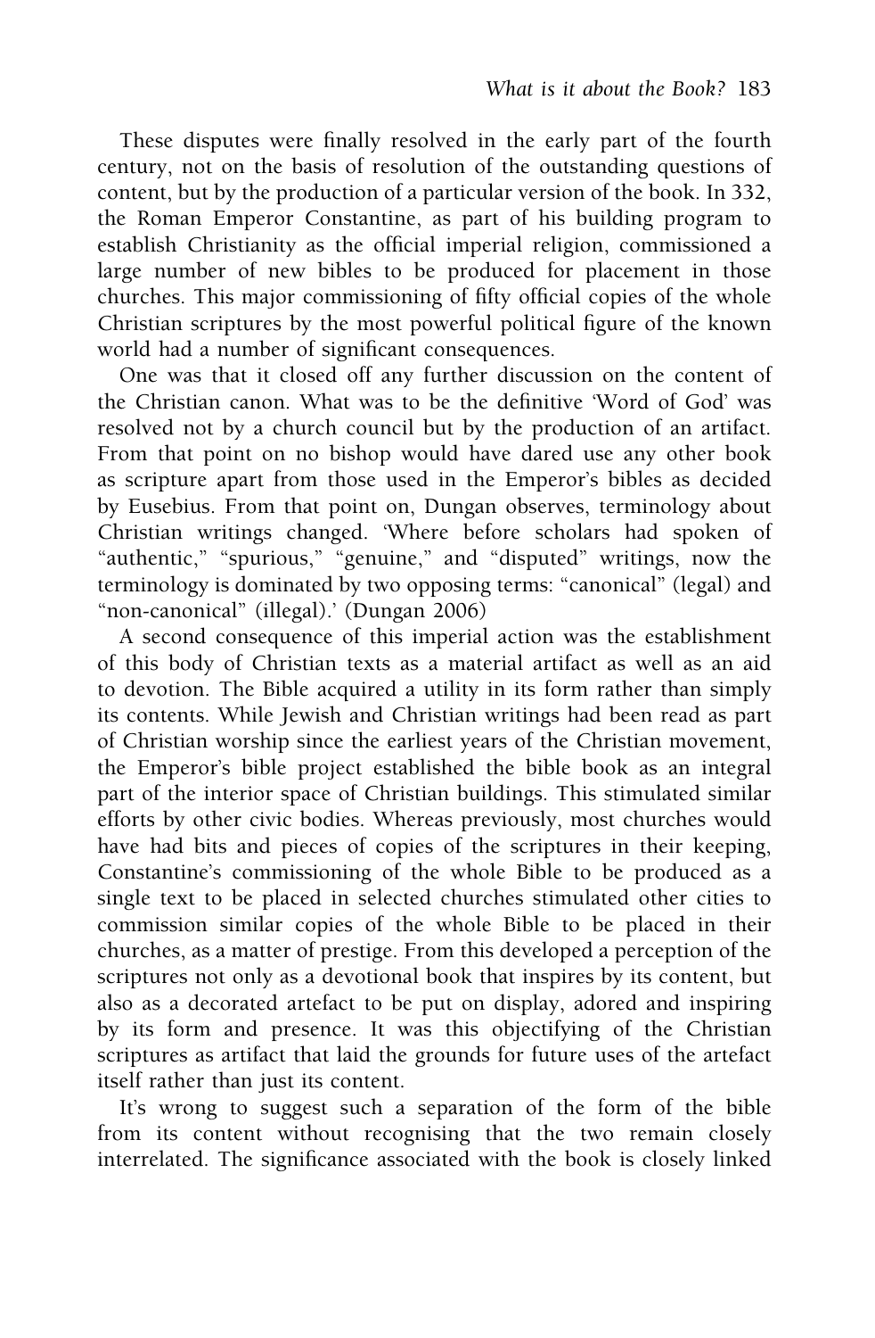These disputes were finally resolved in the early part of the fourth century, not on the basis of resolution of the outstanding questions of content, but by the production of a particular version of the book. In 332, the Roman Emperor Constantine, as part of his building program to establish Christianity as the official imperial religion, commissioned a large number of new bibles to be produced for placement in those churches. This major commissioning of fifty official copies of the whole Christian scriptures by the most powerful political figure of the known world had a number of significant consequences.

One was that it closed off any further discussion on the content of the Christian canon. What was to be the definitive 'Word of God' was resolved not by a church council but by the production of an artifact. From that point on no bishop would have dared use any other book as scripture apart from those used in the Emperor's bibles as decided by Eusebius. From that point on, Dungan observes, terminology about Christian writings changed. 'Where before scholars had spoken of "authentic," "spurious," "genuine," and "disputed" writings, now the terminology is dominated by two opposing terms: "canonical" (legal) and "non-canonical" (illegal).' (Dungan 2006)

A second consequence of this imperial action was the establishment of this body of Christian texts as a material artifact as well as an aid to devotion. The Bible acquired a utility in its form rather than simply its contents. While Jewish and Christian writings had been read as part of Christian worship since the earliest years of the Christian movement, the Emperor's bible project established the bible book as an integral part of the interior space of Christian buildings. This stimulated similar efforts by other civic bodies. Whereas previously, most churches would have had bits and pieces of copies of the scriptures in their keeping, Constantine's commissioning of the whole Bible to be produced as a single text to be placed in selected churches stimulated other cities to commission similar copies of the whole Bible to be placed in their churches, as a matter of prestige. From this developed a perception of the scriptures not only as a devotional book that inspires by its content, but also as a decorated artefact to be put on display, adored and inspiring by its form and presence. It was this objectifying of the Christian scriptures as artifact that laid the grounds for future uses of the artefact itself rather than just its content.

It's wrong to suggest such a separation of the form of the bible from its content without recognising that the two remain closely interrelated. The significance associated with the book is closely linked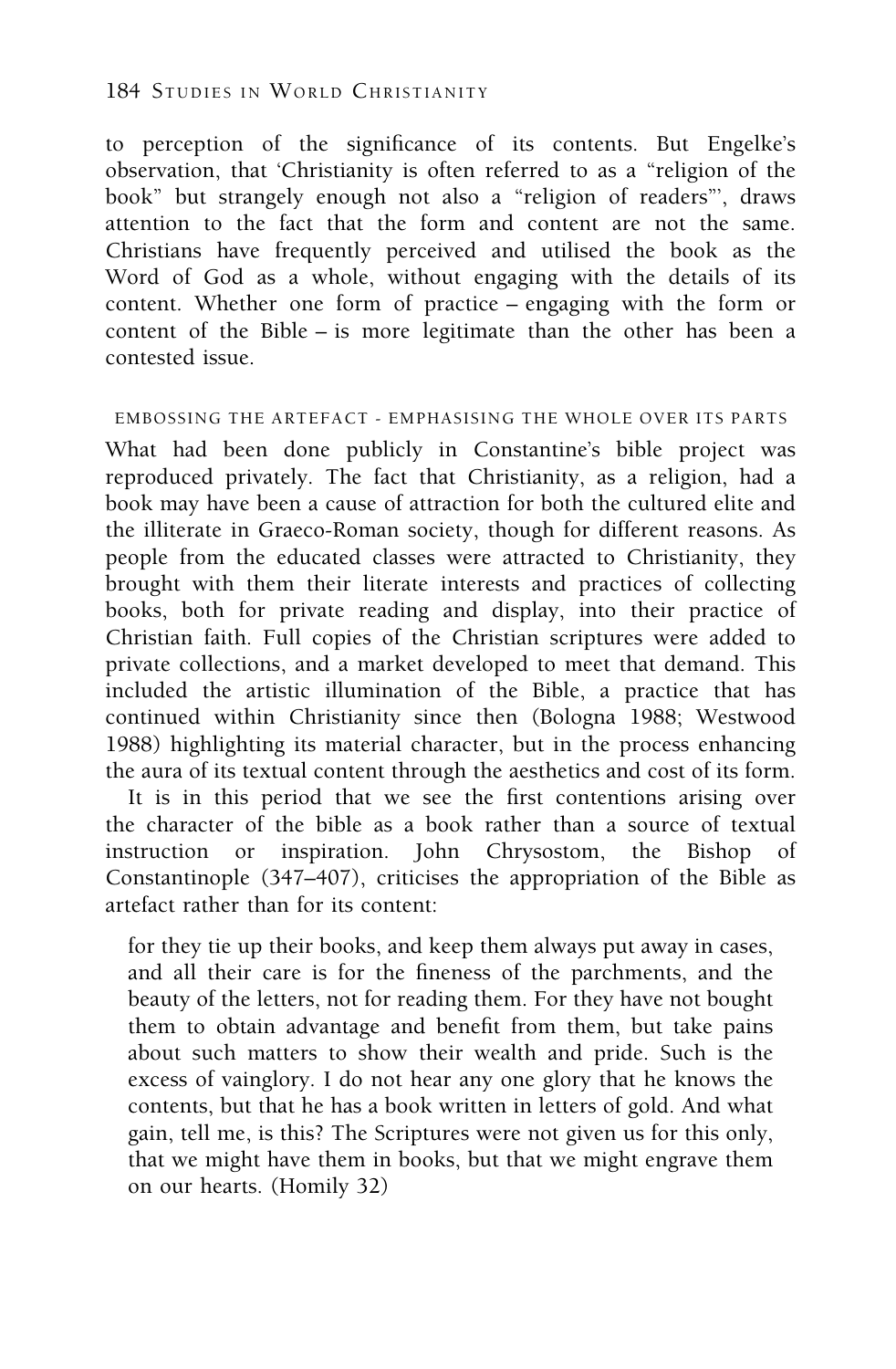to perception of the significance of its contents. But Engelke's observation, that 'Christianity is often referred to as a "religion of the book" but strangely enough not also a "religion of readers"', draws attention to the fact that the form and content are not the same. Christians have frequently perceived and utilised the book as the Word of God as a whole, without engaging with the details of its content. Whether one form of practice – engaging with the form or content of the Bible – is more legitimate than the other has been a contested issue.

## EMBOSSING THE ARTEFACT - EMPHASISING THE WHOLE OVER ITS PARTS

What had been done publicly in Constantine's bible project was reproduced privately. The fact that Christianity, as a religion, had a book may have been a cause of attraction for both the cultured elite and the illiterate in Graeco-Roman society, though for different reasons. As people from the educated classes were attracted to Christianity, they brought with them their literate interests and practices of collecting books, both for private reading and display, into their practice of Christian faith. Full copies of the Christian scriptures were added to private collections, and a market developed to meet that demand. This included the artistic illumination of the Bible, a practice that has continued within Christianity since then (Bologna 1988; Westwood 1988) highlighting its material character, but in the process enhancing the aura of its textual content through the aesthetics and cost of its form.

It is in this period that we see the first contentions arising over the character of the bible as a book rather than a source of textual instruction or inspiration. John Chrysostom, the Bishop of Constantinople (347–407), criticises the appropriation of the Bible as artefact rather than for its content:

> for they tie up their books, and keep them always put away in cases, and all their care is for the fineness of the parchments, and the beauty of the letters, not for reading them. For they have not bought them to obtain advantage and benefit from them, but take pains about such matters to show their wealth and pride. Such is the excess of vainglory. I do not hear any one glory that he knows the contents, but that he has a book written in letters of gold. And what gain, tell me, is this? The Scriptures were not given us for this only, that we might have them in books, but that we might engrave them on our hearts. (Homily 32)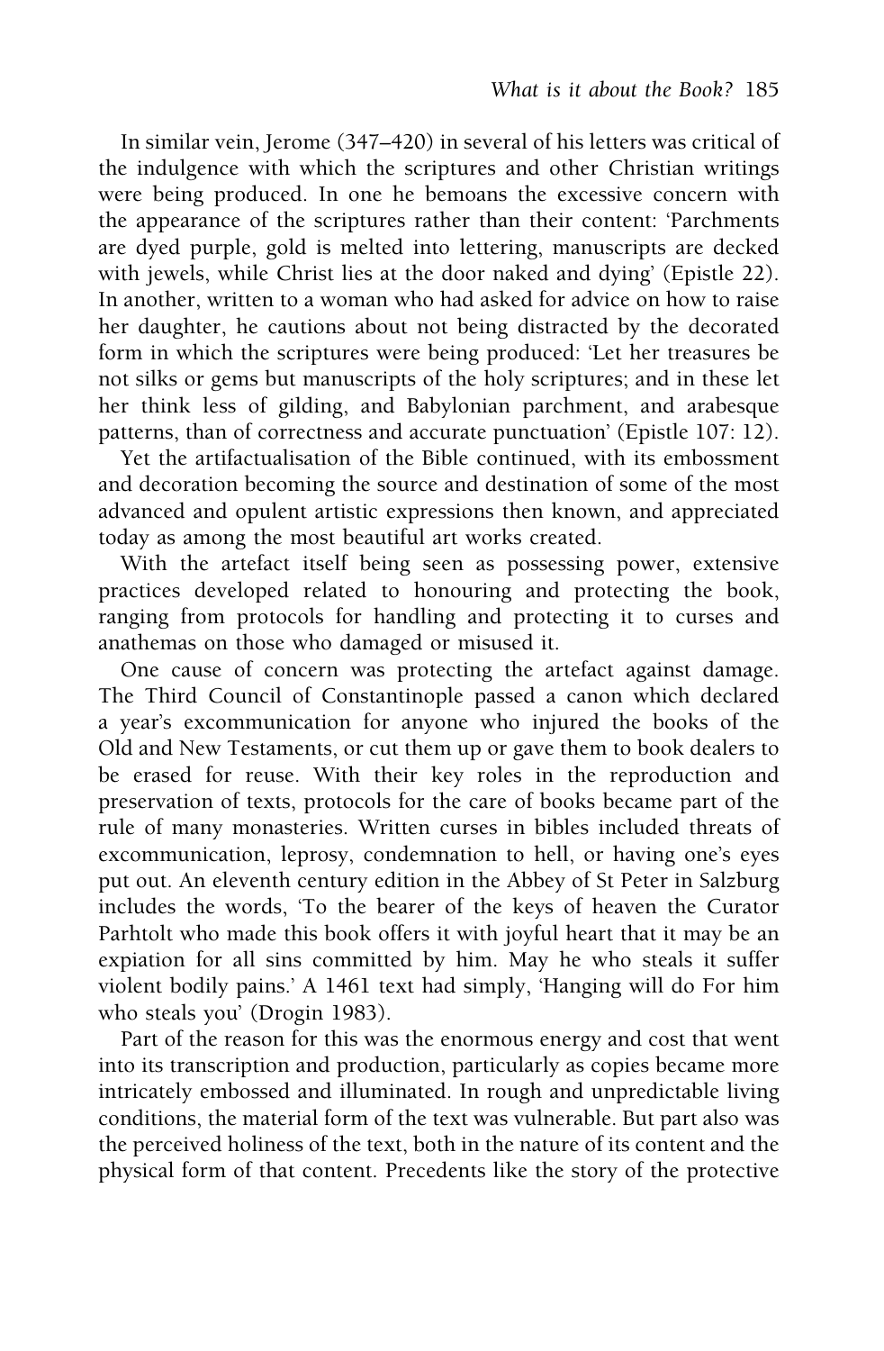In similar vein, Jerome (347–420) in several of his letters was critical of the indulgence with which the scriptures and other Christian writings were being produced. In one he bemoans the excessive concern with the appearance of the scriptures rather than their content: 'Parchments are dyed purple, gold is melted into lettering, manuscripts are decked with jewels, while Christ lies at the door naked and dying' (Epistle 22). In another, written to a woman who had asked for advice on how to raise her daughter, he cautions about not being distracted by the decorated form in which the scriptures were being produced: 'Let her treasures be not silks or gems but manuscripts of the holy scriptures; and in these let her think less of gilding, and Babylonian parchment, and arabesque patterns, than of correctness and accurate punctuation' (Epistle 107: 12).

Yet the artifactualisation of the Bible continued, with its embossment and decoration becoming the source and destination of some of the most advanced and opulent artistic expressions then known, and appreciated today as among the most beautiful art works created.

With the artefact itself being seen as possessing power, extensive practices developed related to honouring and protecting the book, ranging from protocols for handling and protecting it to curses and anathemas on those who damaged or misused it.

One cause of concern was protecting the artefact against damage. The Third Council of Constantinople passed a canon which declared a year's excommunication for anyone who injured the books of the Old and New Testaments, or cut them up or gave them to book dealers to be erased for reuse. With their key roles in the reproduction and preservation of texts, protocols for the care of books became part of the rule of many monasteries. Written curses in bibles included threats of excommunication, leprosy, condemnation to hell, or having one's eyes put out. An eleventh century edition in the Abbey of St Peter in Salzburg includes the words, 'To the bearer of the keys of heaven the Curator Parhtolt who made this book offers it with joyful heart that it may be an expiation for all sins committed by him. May he who steals it suffer violent bodily pains.' A 1461 text had simply, 'Hanging will do For him who steals you' (Drogin 1983).

Part of the reason for this was the enormous energy and cost that went into its transcription and production, particularly as copies became more intricately embossed and illuminated. In rough and unpredictable living conditions, the material form of the text was vulnerable. But part also was the perceived holiness of the text, both in the nature of its content and the physical form of that content. Precedents like the story of the protective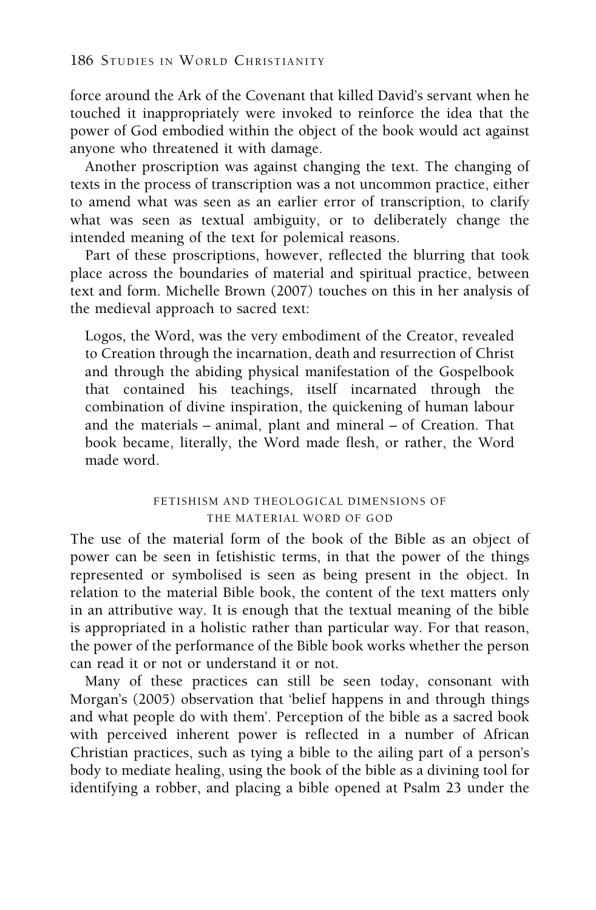force around the Ark of the Covenant that killed David's servant when he touched it inappropriately were invoked to reinforce the idea that the power of God embodied within the object of the book would act against anyone who threatened it with damage.

Another proscription was against changing the text. The changing of texts in the process of transcription was a not uncommon practice, either to amend what was seen as an earlier error of transcription, to clarify what was seen as textual ambiguity, or to deliberately change the intended meaning of the text for polemical reasons.

Part of these proscriptions, however, reflected the blurring that took place across the boundaries of material and spiritual practice, between text and form. Michelle Brown (2007) touches on this in her analysis of the medieval approach to sacred text:

> Logos, the Word, was the very embodiment of the Creator, revealed to Creation through the incarnation, death and resurrection of Christ and through the abiding physical manifestation of the Gospelbook that contained his teachings, itself incarnated through the combination of divine inspiration, the quickening of human labour and the materials – animal, plant and mineral – of Creation. That book became, literally, the Word made flesh, or rather, the Word made word.

## FETISHISM AND THEOLOGICAL DIMENSIONS OF THE MATERIAL WORD OF GOD

The use of the material form of the book of the Bible as an object of power can be seen in fetishistic terms, in that the power of the things represented or symbolised is seen as being present in the object. In relation to the material Bible book, the content of the text matters only in an attributive way. It is enough that the textual meaning of the bible is appropriated in a holistic rather than particular way. For that reason, the power of the performance of the Bible book works whether the person can read it or not or understand it or not.

Many of these practices can still be seen today, consonant with Morgan's (2005) observation that 'belief happens in and through things and what people do with them'. Perception of the bible as a sacred book with perceived inherent power is reflected in a number of African Christian practices, such as tying a bible to the ailing part of a person's body to mediate healing, using the book of the bible as a divining tool for identifying a robber, and placing a bible opened at Psalm 23 under the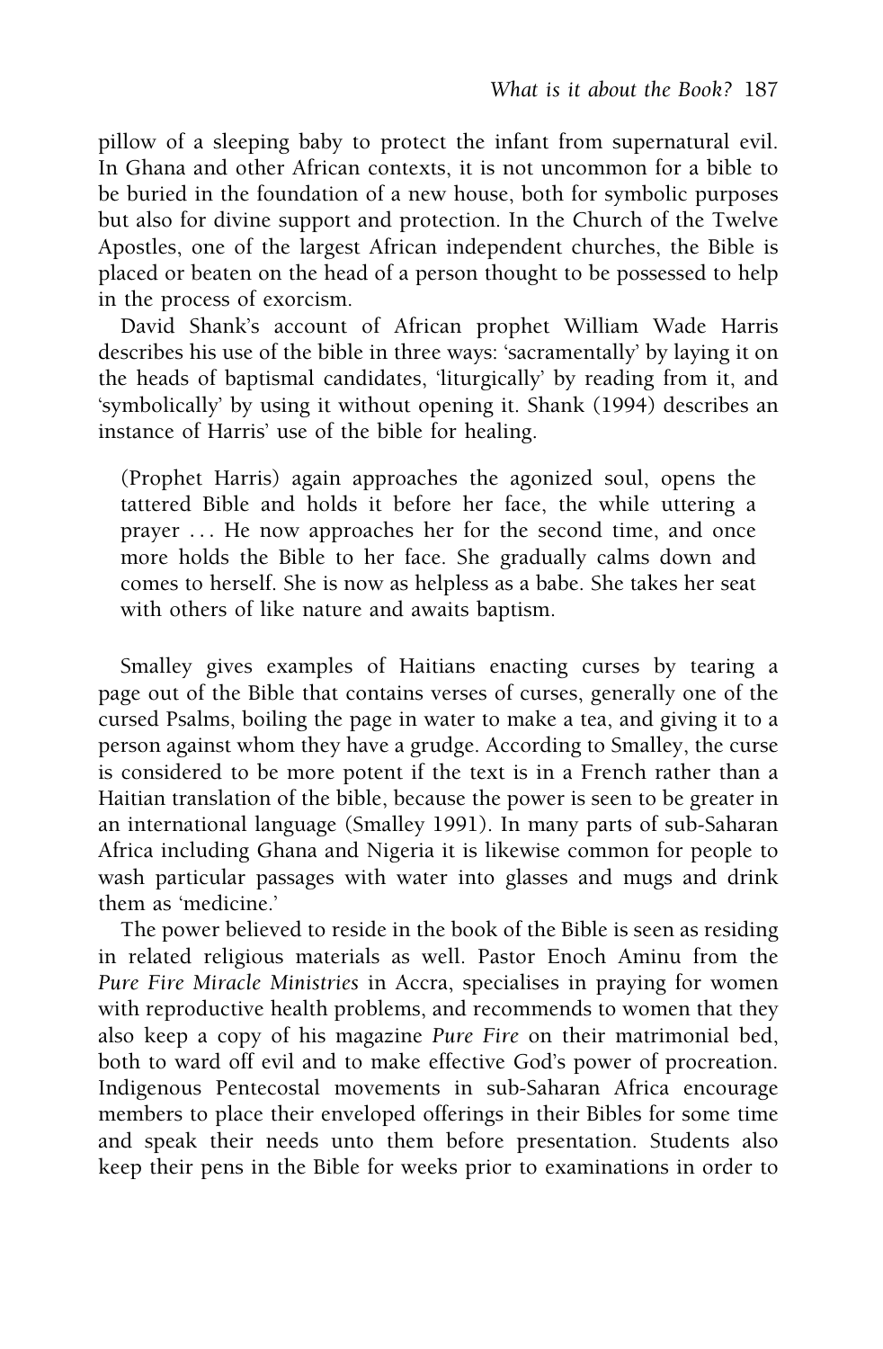pillow of a sleeping baby to protect the infant from supernatural evil. In Ghana and other African contexts, it is not uncommon for a bible to be buried in the foundation of a new house, both for symbolic purposes but also for divine support and protection. In the Church of the Twelve Apostles, one of the largest African independent churches, the Bible is placed or beaten on the head of a person thought to be possessed to help in the process of exorcism.

David Shank's account of African prophet William Wade Harris describes his use of the bible in three ways: 'sacramentally' by laying it on the heads of baptismal candidates, 'liturgically' by reading from it, and 'symbolically' by using it without opening it. Shank (1994) describes an instance of Harris' use of the bible for healing.

> (Prophet Harris) again approaches the agonized soul, opens the tattered Bible and holds it before her face, the while uttering a prayer ... He now approaches her for the second time, and once more holds the Bible to her face. She gradually calms down and comes to herself. She is now as helpless as a babe. She takes her seat with others of like nature and awaits baptism.

Smalley gives examples of Haitians enacting curses by tearing a page out of the Bible that contains verses of curses, generally one of the cursed Psalms, boiling the page in water to make a tea, and giving it to a person against whom they have a grudge. According to Smalley, the curse is considered to be more potent if the text is in a French rather than a Haitian translation of the bible, because the power is seen to be greater in an international language (Smalley 1991). In many parts of sub-Saharan Africa including Ghana and Nigeria it is likewise common for people to wash particular passages with water into glasses and mugs and drink them as 'medicine.'

The power believed to reside in the book of the Bible is seen as residing in related religious materials as well. Pastor Enoch Aminu from the *Pure Fire Miracle Ministries* in Accra, specialises in praying for women with reproductive health problems, and recommends to women that they also keep a copy of his magazine *Pure Fire* on their matrimonial bed, both to ward off evil and to make effective God's power of procreation. Indigenous Pentecostal movements in sub-Saharan Africa encourage members to place their enveloped offerings in their Bibles for some time and speak their needs unto them before presentation. Students also keep their pens in the Bible for weeks prior to examinations in order to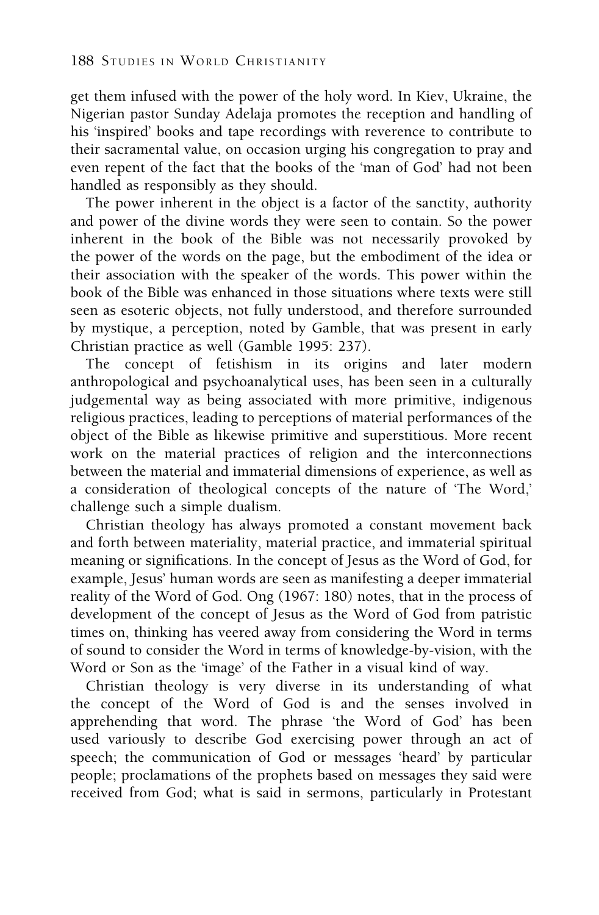get them infused with the power of the holy word. In Kiev, Ukraine, the Nigerian pastor Sunday Adelaja promotes the reception and handling of his 'inspired' books and tape recordings with reverence to contribute to their sacramental value, on occasion urging his congregation to pray and even repent of the fact that the books of the 'man of God' had not been handled as responsibly as they should.

The power inherent in the object is a factor of the sanctity, authority and power of the divine words they were seen to contain. So the power inherent in the book of the Bible was not necessarily provoked by the power of the words on the page, but the embodiment of the idea or their association with the speaker of the words. This power within the book of the Bible was enhanced in those situations where texts were still seen as esoteric objects, not fully understood, and therefore surrounded by mystique, a perception, noted by Gamble, that was present in early Christian practice as well (Gamble 1995: 237).

The concept of fetishism in its origins and later modern anthropological and psychoanalytical uses, has been seen in a culturally judgemental way as being associated with more primitive, indigenous religious practices, leading to perceptions of material performances of the object of the Bible as likewise primitive and superstitious. More recent work on the material practices of religion and the interconnections between the material and immaterial dimensions of experience, as well as a consideration of theological concepts of the nature of 'The Word,' challenge such a simple dualism.

Christian theology has always promoted a constant movement back and forth between materiality, material practice, and immaterial spiritual meaning or significations. In the concept of Jesus as the Word of God, for example, Jesus' human words are seen as manifesting a deeper immaterial reality of the Word of God. Ong (1967: 180) notes, that in the process of development of the concept of Jesus as the Word of God from patristic times on, thinking has veered away from considering the Word in terms of sound to consider the Word in terms of knowledge-by-vision, with the Word or Son as the 'image' of the Father in a visual kind of way.

Christian theology is very diverse in its understanding of what the concept of the Word of God is and the senses involved in apprehending that word. The phrase 'the Word of God' has been used variously to describe God exercising power through an act of speech; the communication of God or messages 'heard' by particular people; proclamations of the prophets based on messages they said were received from God; what is said in sermons, particularly in Protestant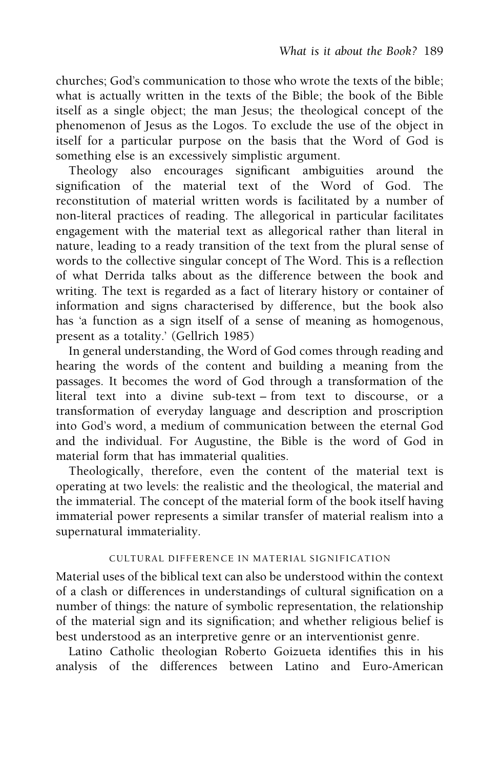churches; God's communication to those who wrote the texts of the bible; what is actually written in the texts of the Bible; the book of the Bible itself as a single object; the man Jesus; the theological concept of the phenomenon of Jesus as the Logos. To exclude the use of the object in itself for a particular purpose on the basis that the Word of God is something else is an excessively simplistic argument.

Theology also encourages significant ambiguities around the signification of the material text of the Word of God. The reconstitution of material written words is facilitated by a number of non-literal practices of reading. The allegorical in particular facilitates engagement with the material text as allegorical rather than literal in nature, leading to a ready transition of the text from the plural sense of words to the collective singular concept of The Word. This is a reflection of what Derrida talks about as the difference between the book and writing. The text is regarded as a fact of literary history or container of information and signs characterised by difference, but the book also has 'a function as a sign itself of a sense of meaning as homogenous, present as a totality.' (Gellrich 1985)

In general understanding, the Word of God comes through reading and hearing the words of the content and building a meaning from the passages. It becomes the word of God through a transformation of the literal text into a divine sub-text – from text to discourse, or a transformation of everyday language and description and proscription into God's word, a medium of communication between the eternal God and the individual. For Augustine, the Bible is the word of God in material form that has immaterial qualities.

Theologically, therefore, even the content of the material text is operating at two levels: the realistic and the theological, the material and the immaterial. The concept of the material form of the book itself having immaterial power represents a similar transfer of material realism into a supernatural immateriality.

## CULTURAL DIFFERENCE IN MATERIAL SIGNIFICATION

Material uses of the biblical text can also be understood within the context of a clash or differences in understandings of cultural signification on a number of things: the nature of symbolic representation, the relationship of the material sign and its signification; and whether religious belief is best understood as an interpretive genre or an interventionist genre.

Latino Catholic theologian Roberto Goizueta identifies this in his analysis of the differences between Latino and Euro-American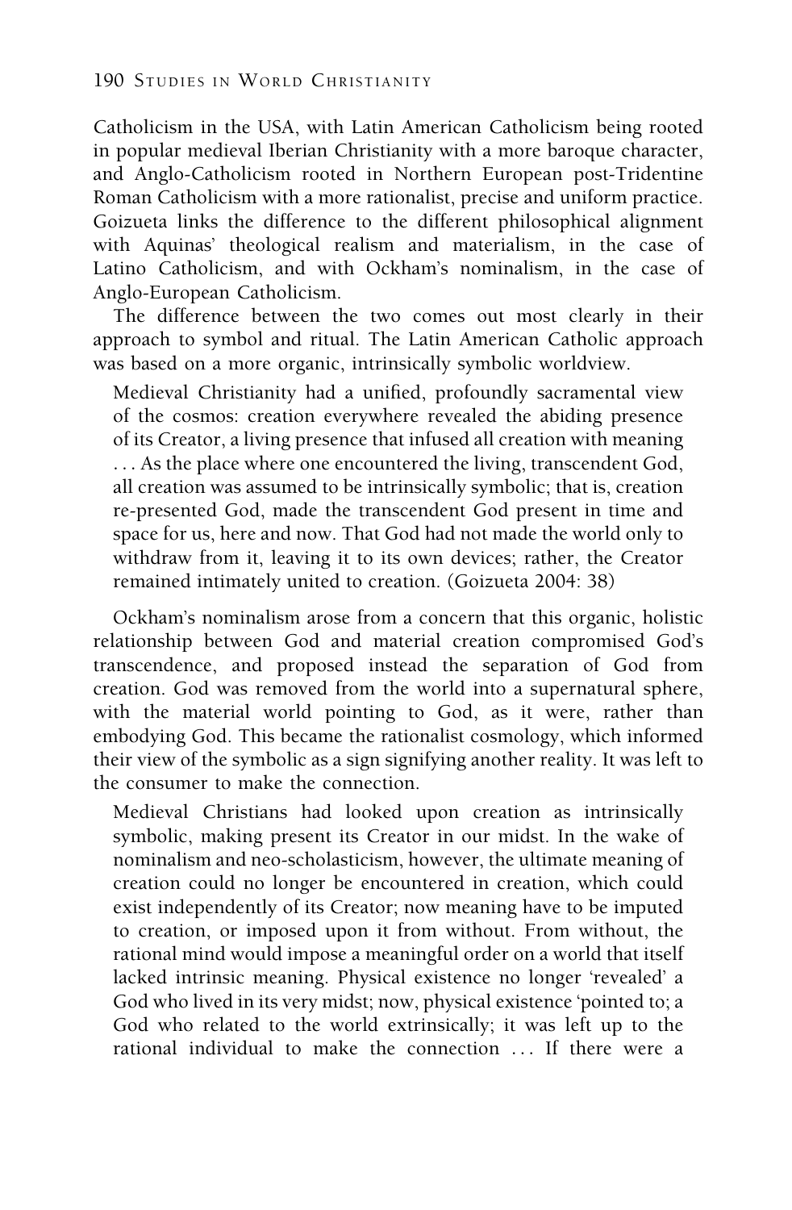Catholicism in the USA, with Latin American Catholicism being rooted in popular medieval Iberian Christianity with a more baroque character, and Anglo-Catholicism rooted in Northern European post-Tridentine Roman Catholicism with a more rationalist, precise and uniform practice. Goizueta links the difference to the different philosophical alignment with Aquinas' theological realism and materialism, in the case of Latino Catholicism, and with Ockham's nominalism, in the case of Anglo-European Catholicism.

The difference between the two comes out most clearly in their approach to symbol and ritual. The Latin American Catholic approach was based on a more organic, intrinsically symbolic worldview.

> Medieval Christianity had a unified, profoundly sacramental view of the cosmos: creation everywhere revealed the abiding presence of its Creator, a living presence that infused all creation with meaning . . . As the place where one encountered the living, transcendent God, all creation was assumed to be intrinsically symbolic; that is, creation re-presented God, made the transcendent God present in time and space for us, here and now. That God had not made the world only to withdraw from it, leaving it to its own devices; rather, the Creator remained intimately united to creation. (Goizueta 2004: 38)

Ockham's nominalism arose from a concern that this organic, holistic relationship between God and material creation compromised God's transcendence, and proposed instead the separation of God from creation. God was removed from the world into a supernatural sphere, with the material world pointing to God, as it were, rather than embodying God. This became the rationalist cosmology, which informed their view of the symbolic as a sign signifying another reality. It was left to the consumer to make the connection.

> Medieval Christians had looked upon creation as intrinsically symbolic, making present its Creator in our midst. In the wake of nominalism and neo-scholasticism, however, the ultimate meaning of creation could no longer be encountered in creation, which could exist independently of its Creator; now meaning have to be imputed to creation, or imposed upon it from without. From without, the rational mind would impose a meaningful order on a world that itself lacked intrinsic meaning. Physical existence no longer 'revealed' a God who lived in its very midst; now, physical existence 'pointed to; a God who related to the world extrinsically; it was left up to the rational individual to make the connection . . . If there were a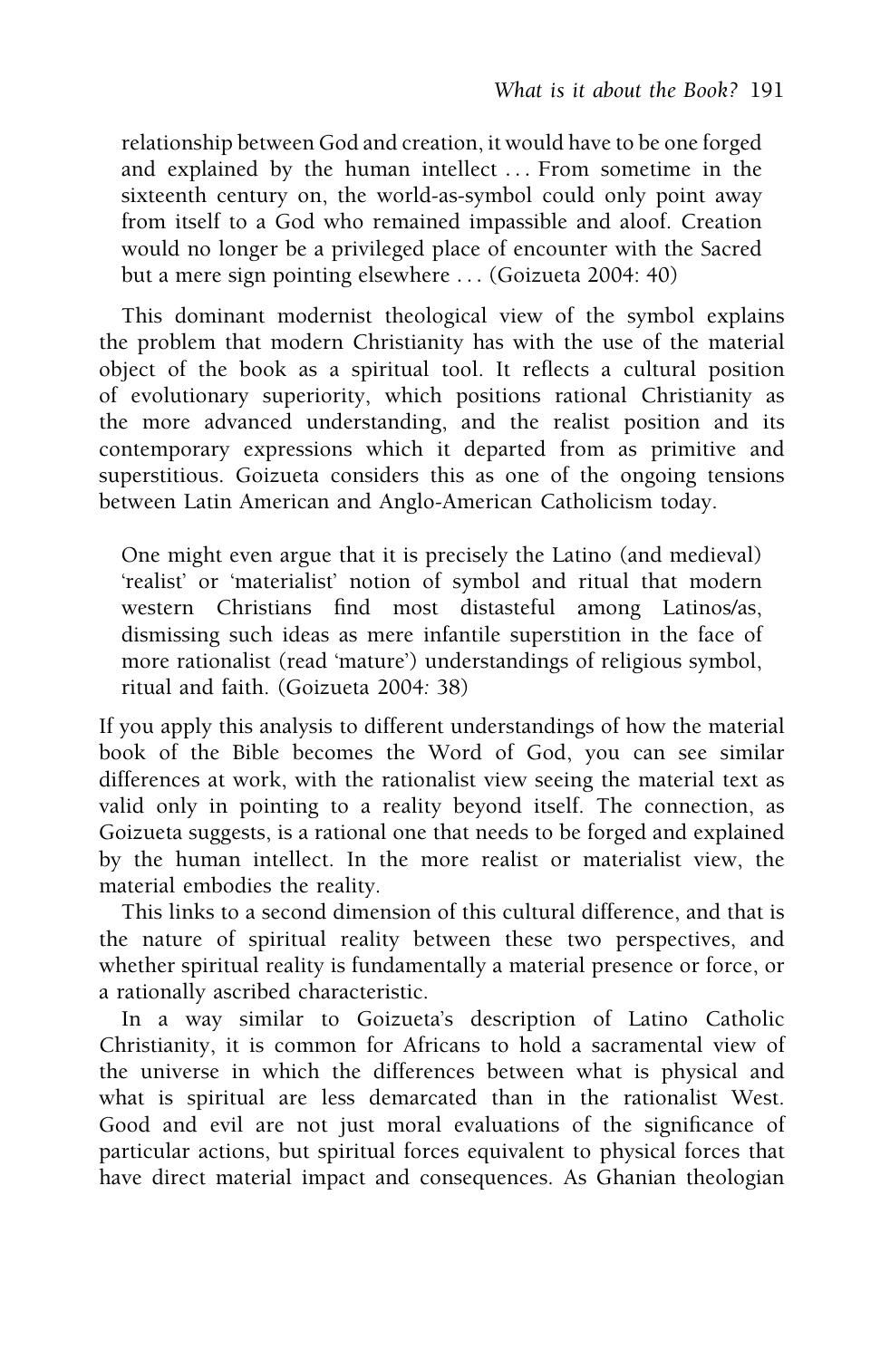> relationship between God and creation, it would have to be one forged and explained by the human intellect . . . From sometime in the sixteenth century on, the world-as-symbol could only point away from itself to a God who remained impassible and aloof. Creation would no longer be a privileged place of encounter with the Sacred but a mere sign pointing elsewhere . . . (Goizueta 2004: 40)

This dominant modernist theological view of the symbol explains the problem that modern Christianity has with the use of the material object of the book as a spiritual tool. It reflects a cultural position of evolutionary superiority, which positions rational Christianity as the more advanced understanding, and the realist position and its contemporary expressions which it departed from as primitive and superstitious. Goizueta considers this as one of the ongoing tensions between Latin American and Anglo-American Catholicism today.

> One might even argue that it is precisely the Latino (and medieval) 'realist' or 'materialist' notion of symbol and ritual that modern western Christians find most distasteful among Latinos/as, dismissing such ideas as mere infantile superstition in the face of more rationalist (read 'mature') understandings of religious symbol, ritual and faith. (Goizueta 2004: 38)

If you apply this analysis to different understandings of how the material book of the Bible becomes the Word of God, you can see similar differences at work, with the rationalist view seeing the material text as valid only in pointing to a reality beyond itself. The connection, as Goizueta suggests, is a rational one that needs to be forged and explained by the human intellect. In the more realist or materialist view, the material embodies the reality.

This links to a second dimension of this cultural difference, and that is the nature of spiritual reality between these two perspectives, and whether spiritual reality is fundamentally a material presence or force, or a rationally ascribed characteristic.

In a way similar to Goizueta's description of Latino Catholic Christianity, it is common for Africans to hold a sacramental view of the universe in which the differences between what is physical and what is spiritual are less demarcated than in the rationalist West. Good and evil are not just moral evaluations of the significance of particular actions, but spiritual forces equivalent to physical forces that have direct material impact and consequences. As Ghanian theologian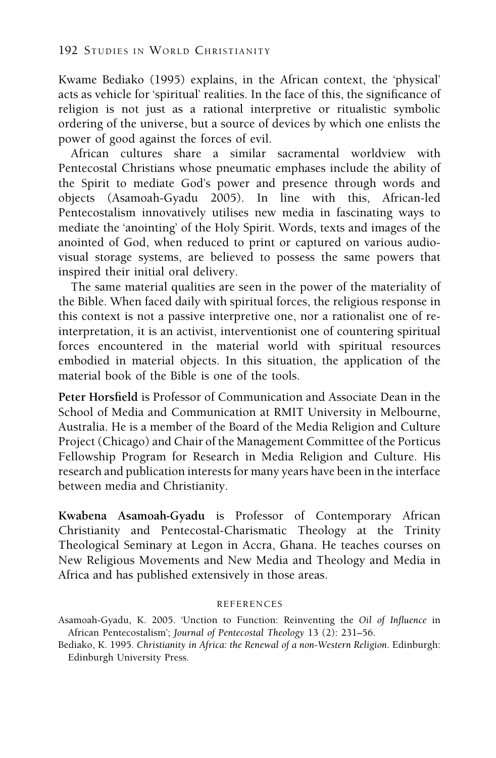Kwame Bediako (1995) explains, in the African context, the 'physical' acts as vehicle for 'spiritual' realities. In the face of this, the significance of religion is not just as a rational interpretive or ritualistic symbolic ordering of the universe, but a source of devices by which one enlists the power of good against the forces of evil.

African cultures share a similar sacramental worldview with Pentecostal Christians whose pneumatic emphases include the ability of the Spirit to mediate God's power and presence through words and objects (Asamoah-Gyadu 2005). In line with this, African-led Pentecostalism innovatively utilises new media in fascinating ways to mediate the 'anointing' of the Holy Spirit. Words, texts and images of the anointed of God, when reduced to print or captured on various audio-visual storage systems, are believed to possess the same powers that inspired their initial oral delivery.

The same material qualities are seen in the power of the materiality of the Bible. When faced daily with spiritual forces, the religious response in this context is not a passive interpretive one, nor a rationalist one of re-interpretation, it is an activist, interventionist one of countering spiritual forces encountered in the material world with spiritual resources embodied in material objects. In this situation, the application of the material book of the Bible is one of the tools.

**Peter Horsfield** is Professor of Communication and Associate Dean in the School of Media and Communication at RMIT University in Melbourne, Australia. He is a member of the Board of the Media Religion and Culture Project (Chicago) and Chair of the Management Committee of the Porticus Fellowship Program for Research in Media Religion and Culture. His research and publication interests for many years have been in the interface between media and Christianity.

**Kwabena Asamoah-Gyadu** is Professor of Contemporary African Christianity and Pentecostal-Charismatic Theology at the Trinity Theological Seminary at Legon in Accra, Ghana. He teaches courses on New Religious Movements and New Media and Theology and Media in Africa and has published extensively in those areas.

## REFERENCES

Asamoah-Gyadu, K. 2005. 'Unction to Function: Reinventing the *Oil of Influence* in African Pentecostalism'; *Journal of Pentecostal Theology* 13 (2): 231–56.

Bediako, K. 1995. *Christianity in Africa: the Renewal of a non-Western Religion*. Edinburgh: Edinburgh University Press.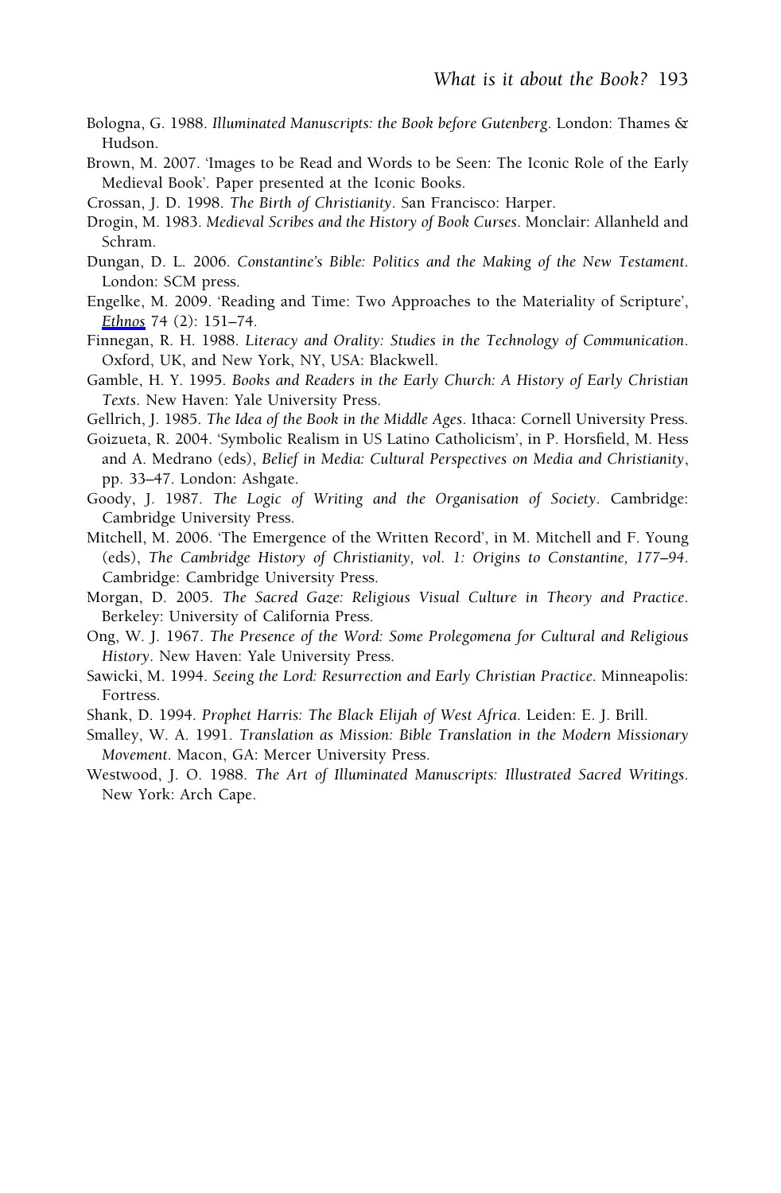Bologna, G. 1988. *Illuminated Manuscripts: the Book before Gutenberg*. London: Thames & Hudson.

Brown, M. 2007. 'Images to be Read and Words to be Seen: The Iconic Role of the Early Medieval Book'. Paper presented at the Iconic Books.

Crossan, J. D. 1998. *The Birth of Christianity*. San Francisco: Harper.

Drogin, M. 1983. *Medieval Scribes and the History of Book Curses*. Monclair: Allanheld and Schram.

Dungan, D. L. 2006. *Constantine's Bible: Politics and the Making of the New Testament*. London: SCM press.

Engelke, M. 2009. 'Reading and Time: Two Approaches to the Materiality of Scripture', *Ethnos* 74 (2): 151–74.

Finnegan, R. H. 1988. *Literacy and Orality: Studies in the Technology of Communication*. Oxford, UK, and New York, NY, USA: Blackwell.

Gamble, H. Y. 1995. *Books and Readers in the Early Church: A History of Early Christian Texts*. New Haven: Yale University Press.

Gellrich, J. 1985. *The Idea of the Book in the Middle Ages*. Ithaca: Cornell University Press.

Goizueta, R. 2004. 'Symbolic Realism in US Latino Catholicism', in P. Horsfield, M. Hess and A. Medrano (eds), *Belief in Media: Cultural Perspectives on Media and Christianity*, pp. 33–47. London: Ashgate.

Goody, J. 1987. *The Logic of Writing and the Organisation of Society*. Cambridge: Cambridge University Press.

Mitchell, M. 2006. 'The Emergence of the Written Record', in M. Mitchell and F. Young (eds), *The Cambridge History of Christianity, vol. 1: Origins to Constantine, 177–94*. Cambridge: Cambridge University Press.

Morgan, D. 2005. *The Sacred Gaze: Religious Visual Culture in Theory and Practice*. Berkeley: University of California Press.

Ong, W. J. 1967. *The Presence of the Word: Some Prolegomena for Cultural and Religious History*. New Haven: Yale University Press.

Sawicki, M. 1994. *Seeing the Lord: Resurrection and Early Christian Practice*. Minneapolis: Fortress.

Shank, D. 1994. *Prophet Harris: The Black Elijah of West Africa*. Leiden: E. J. Brill.

Smalley, W. A. 1991. *Translation as Mission: Bible Translation in the Modern Missionary Movement*. Macon, GA: Mercer University Press.

Westwood, J. O. 1988. *The Art of Illuminated Manuscripts: Illustrated Sacred Writings*. New York: Arch Cape.